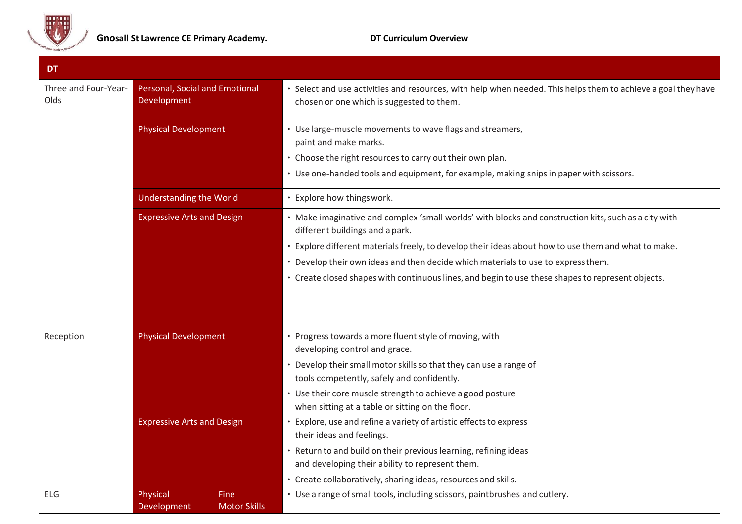**Gnosall St Lawrence CE Primary Academy.** **DT Curriculum Overview**

| DT | | |
|---|---|---|
| Three and Four-Year-Olds | Personal, Social and Emotional Development | • Select and use activities and resources, with help when needed. This helps them to achieve a goal they have chosen or one which is suggested to them. |
| | Physical Development | • Use large-muscle movements to wave flags and streamers, paint and make marks.<br>• Choose the right resources to carry out their own plan.<br>• Use one-handed tools and equipment, for example, making snips in paper with scissors. |
| | Understanding the World | • Explore how things work. |
| | Expressive Arts and Design | • Make imaginative and complex 'small worlds' with blocks and construction kits, such as a city with different buildings and a park.<br>• Explore different materials freely, to develop their ideas about how to use them and what to make.<br>• Develop their own ideas and then decide which materials to use to express them.<br>• Create closed shapes with continuous lines, and begin to use these shapes to represent objects. |
| Reception | Physical Development | • Progress towards a more fluent style of moving, with developing control and grace.<br>• Develop their small motor skills so that they can use a range of tools competently, safely and confidently.<br>• Use their core muscle strength to achieve a good posture when sitting at a table or sitting on the floor. |
| | Expressive Arts and Design | • Explore, use and refine a variety of artistic effects to express their ideas and feelings.<br>• Return to and build on their previous learning, refining ideas and developing their ability to represent them.<br>• Create collaboratively, sharing ideas, resources and skills. |
| ELG | Physical Development – Fine Motor Skills | • Use a range of small tools, including scissors, paintbrushes and cutlery. |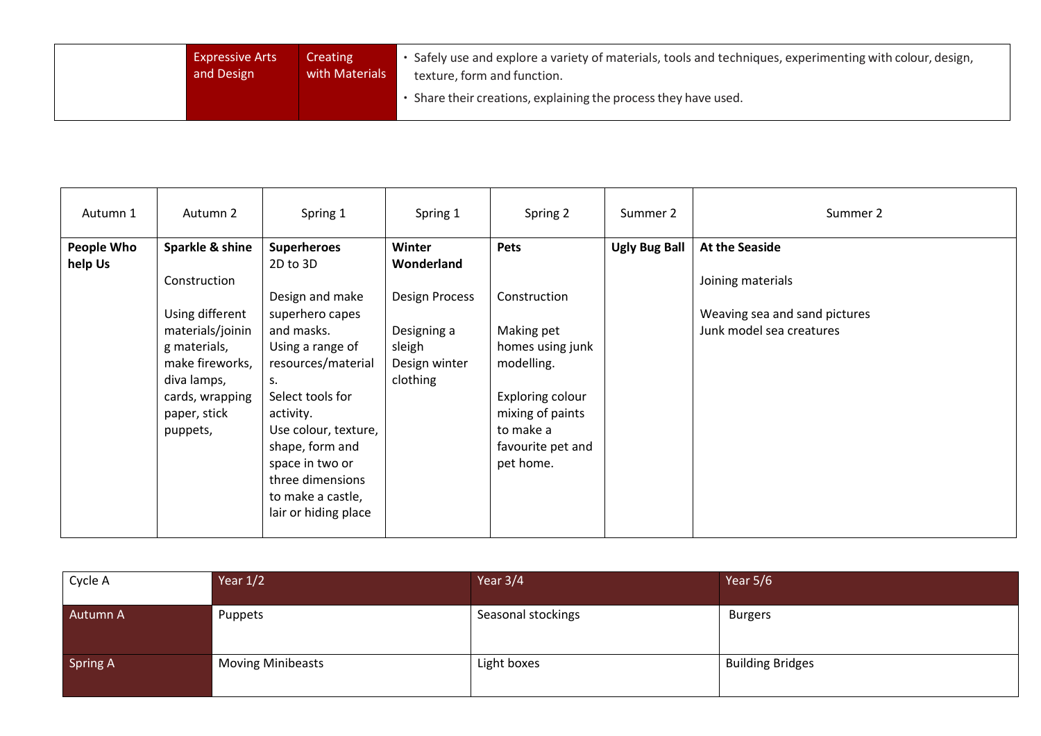| | Expressive Arts and Design | Creating with Materials | • Safely use and explore a variety of materials, tools and techniques, experimenting with colour, design, texture, form and function.<br>• Share their creations, explaining the process they have used. |
|---|---|---|---|

| Autumn 1 | Autumn 2 | Spring 1 | Spring 1 | Spring 2 | Summer 2 | Summer 2 |
|---|---|---|---|---|---|---|
| **People Who help Us** | **Sparkle & shine**<br><br>Construction<br><br>Using different materials/joining materials, make fireworks, diva lamps, cards, wrapping paper, stick puppets, | **Superheroes**<br>2D to 3D<br><br>Design and make superhero capes and masks.<br>Using a range of resources/materials.<br>Select tools for activity.<br>Use colour, texture, shape, form and space in two or three dimensions to make a castle, lair or hiding place | **Winter Wonderland**<br><br>Design Process<br><br>Designing a sleigh<br>Design winter clothing | **Pets**<br><br><br>Construction<br><br>Making pet homes using junk modelling.<br><br>Exploring colour mixing of paints to make a favourite pet and pet home. | **Ugly Bug Ball** | **At the Seaside**<br><br>Joining materials<br><br>Weaving sea and sand pictures<br>Junk model sea creatures |

| Cycle A | Year 1/2 | Year 3/4 | Year 5/6 |
|---|---|---|---|
| Autumn A | Puppets | Seasonal stockings | Burgers |
| Spring A | Moving Minibeasts | Light boxes | Building Bridges |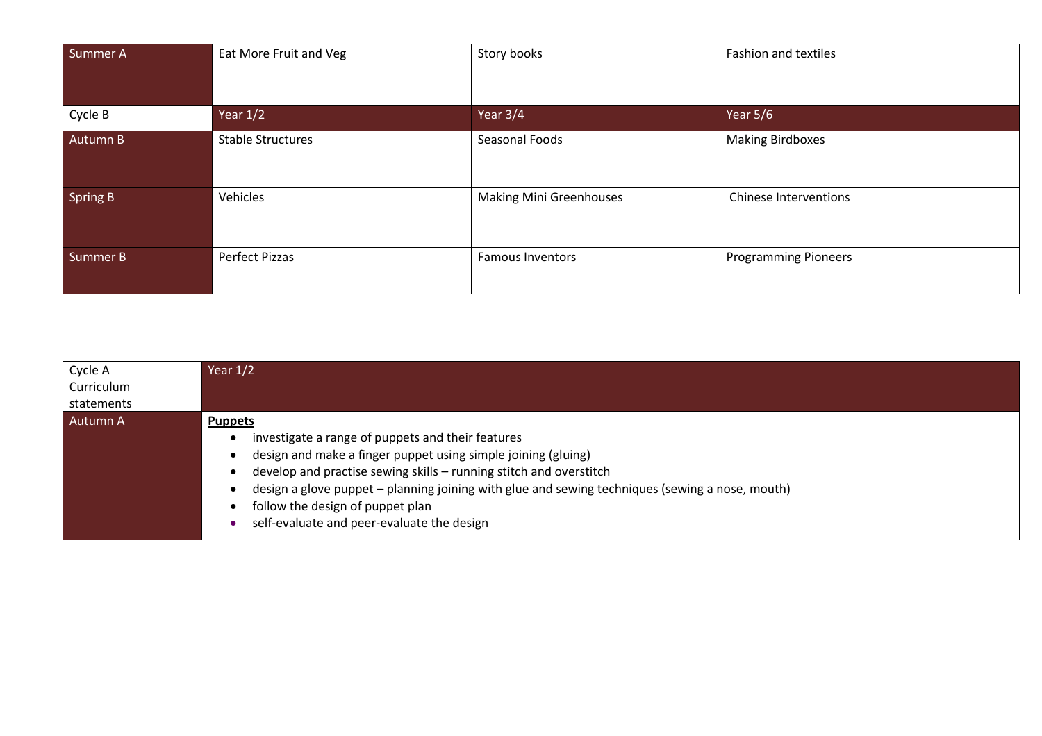| Summer A | Eat More Fruit and Veg | Story books | Fashion and textiles |
|---|---|---|---|
| Cycle B | Year 1/2 | Year 3/4 | Year 5/6 |
| Autumn B | Stable Structures | Seasonal Foods | Making Birdboxes |
| Spring B | Vehicles | Making Mini Greenhouses | Chinese Interventions |
| Summer B | Perfect Pizzas | Famous Inventors | Programming Pioneers |

| Cycle A Curriculum statements | Year 1/2 |
|---|---|
| Autumn A | **Puppets**<br>• investigate a range of puppets and their features<br>• design and make a finger puppet using simple joining (gluing)<br>• develop and practise sewing skills – running stitch and overstitch<br>• design a glove puppet – planning joining with glue and sewing techniques (sewing a nose, mouth)<br>• follow the design of puppet plan<br>• self-evaluate and peer-evaluate the design |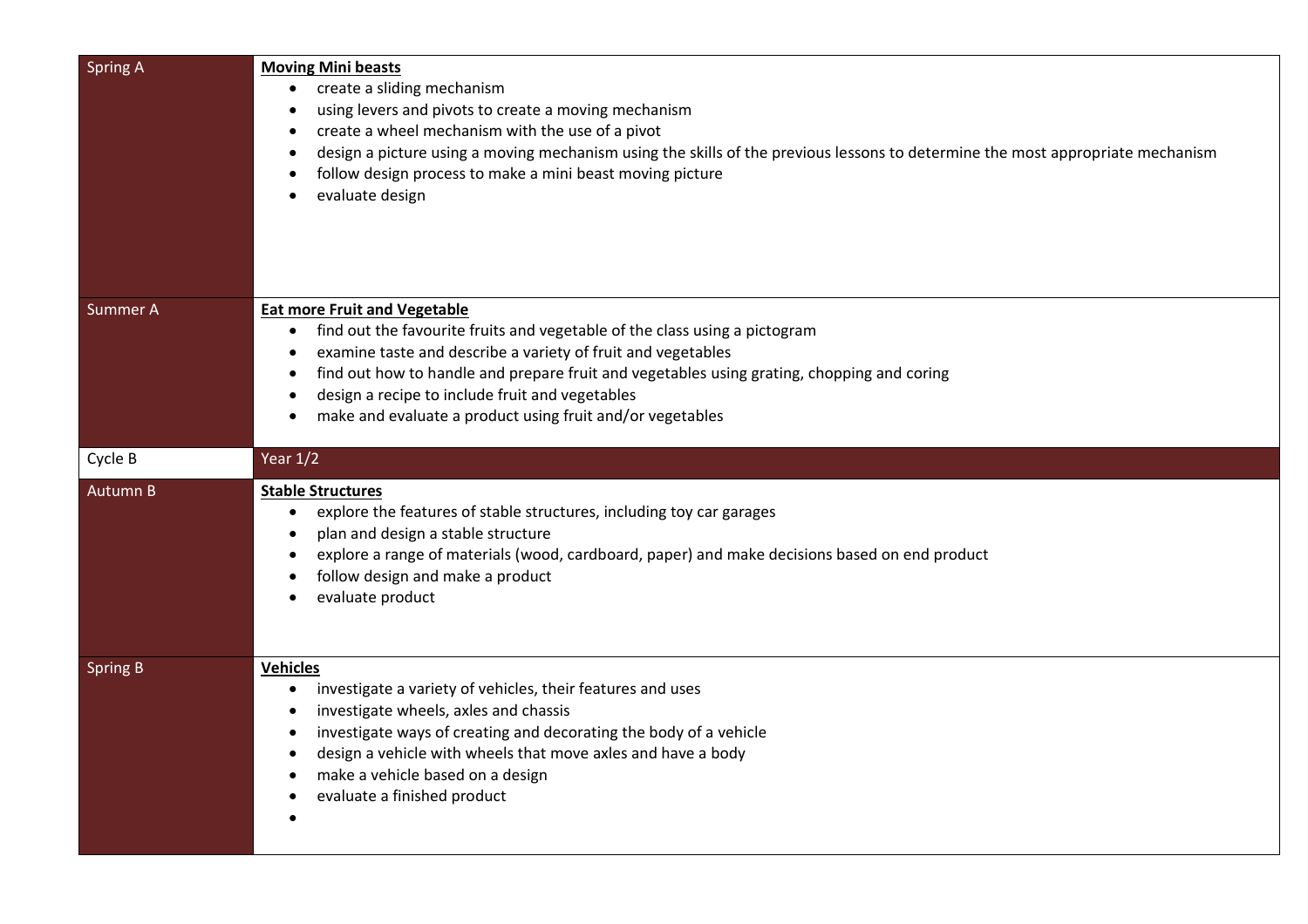| | |
|---|---|
| Spring A | **Moving Mini beasts**<br>• create a sliding mechanism<br>• using levers and pivots to create a moving mechanism<br>• create a wheel mechanism with the use of a pivot<br>• design a picture using a moving mechanism using the skills of the previous lessons to determine the most appropriate mechanism<br>• follow design process to make a mini beast moving picture<br>• evaluate design |
| Summer A | **Eat more Fruit and Vegetable**<br>• find out the favourite fruits and vegetable of the class using a pictogram<br>• examine taste and describe a variety of fruit and vegetables<br>• find out how to handle and prepare fruit and vegetables using grating, chopping and coring<br>• design a recipe to include fruit and vegetables<br>• make and evaluate a product using fruit and/or vegetables |
| Cycle B | Year 1/2 |
| Autumn B | **Stable Structures**<br>• explore the features of stable structures, including toy car garages<br>• plan and design a stable structure<br>• explore a range of materials (wood, cardboard, paper) and make decisions based on end product<br>• follow design and make a product<br>• evaluate product |
| Spring B | **Vehicles**<br>• investigate a variety of vehicles, their features and uses<br>• investigate wheels, axles and chassis<br>• investigate ways of creating and decorating the body of a vehicle<br>• design a vehicle with wheels that move axles and have a body<br>• make a vehicle based on a design<br>• evaluate a finished product<br>• |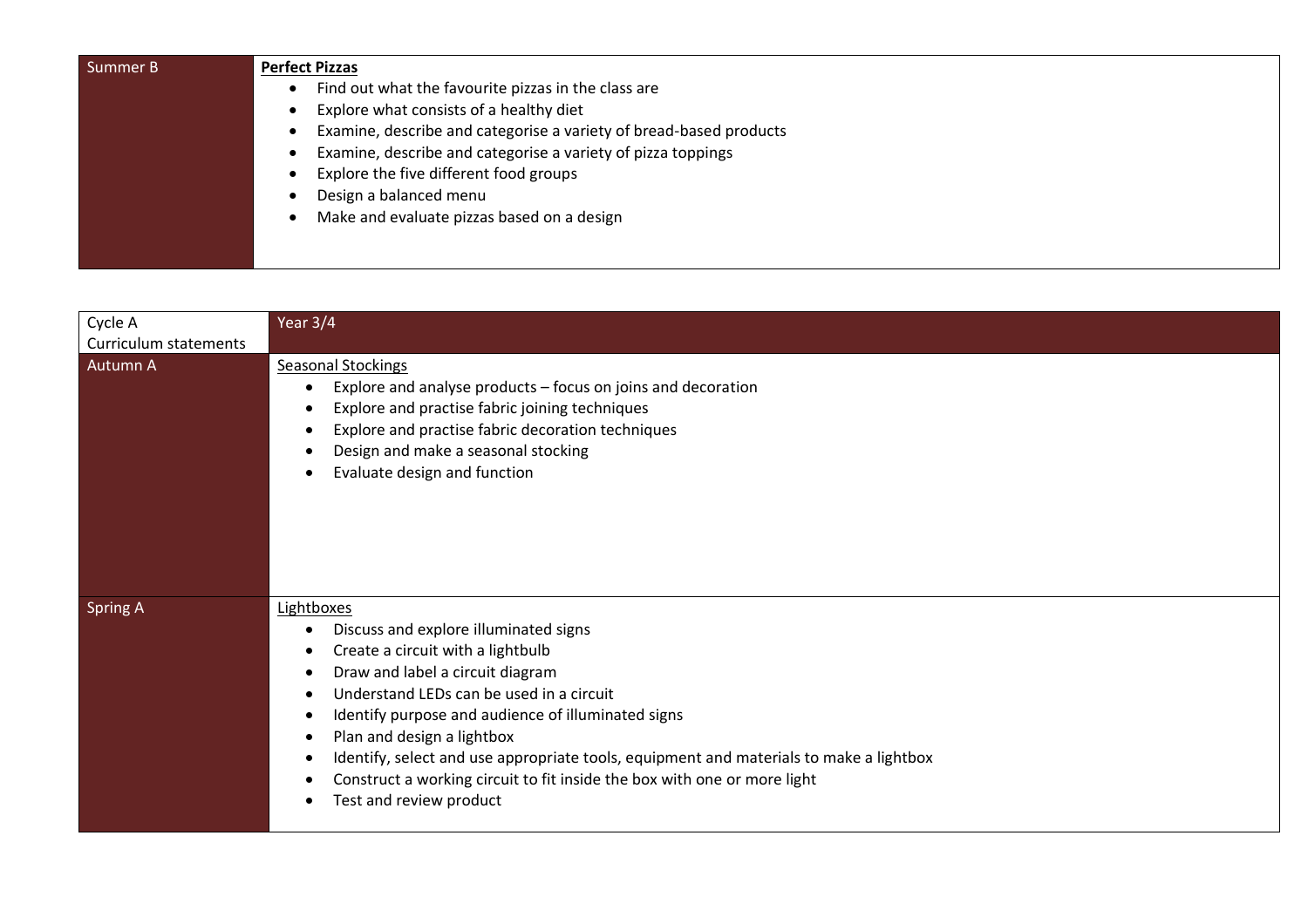| Summer B | **Perfect Pizzas**<br>• Find out what the favourite pizzas in the class are<br>• Explore what consists of a healthy diet<br>• Examine, describe and categorise a variety of bread-based products<br>• Examine, describe and categorise a variety of pizza toppings<br>• Explore the five different food groups<br>• Design a balanced menu<br>• Make and evaluate pizzas based on a design |
|---|---|

| Cycle A<br>Curriculum statements | Year 3/4 |
|---|---|
| Autumn A | Seasonal Stockings<br>• Explore and analyse products – focus on joins and decoration<br>• Explore and practise fabric joining techniques<br>• Explore and practise fabric decoration techniques<br>• Design and make a seasonal stocking<br>• Evaluate design and function |
| Spring A | Lightboxes<br>• Discuss and explore illuminated signs<br>• Create a circuit with a lightbulb<br>• Draw and label a circuit diagram<br>• Understand LEDs can be used in a circuit<br>• Identify purpose and audience of illuminated signs<br>• Plan and design a lightbox<br>• Identify, select and use appropriate tools, equipment and materials to make a lightbox<br>• Construct a working circuit to fit inside the box with one or more light<br>• Test and review product |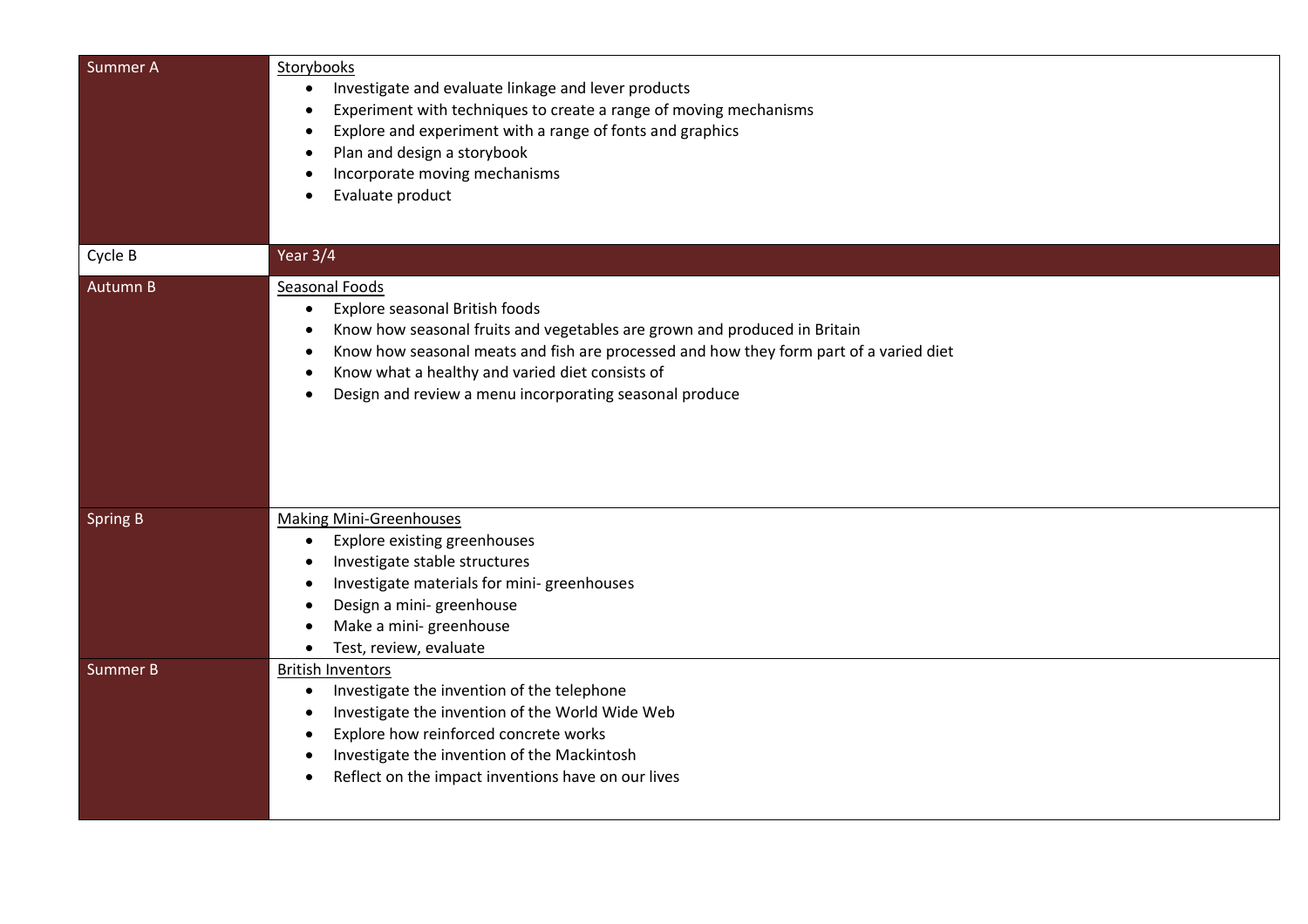| | |
|---|---|
| Summer A | <u>Storybooks</u><br>• Investigate and evaluate linkage and lever products<br>• Experiment with techniques to create a range of moving mechanisms<br>• Explore and experiment with a range of fonts and graphics<br>• Plan and design a storybook<br>• Incorporate moving mechanisms<br>• Evaluate product |
| Cycle B | Year 3/4 |
| Autumn B | <u>Seasonal Foods</u><br>• Explore seasonal British foods<br>• Know how seasonal fruits and vegetables are grown and produced in Britain<br>• Know how seasonal meats and fish are processed and how they form part of a varied diet<br>• Know what a healthy and varied diet consists of<br>• Design and review a menu incorporating seasonal produce |
| Spring B | <u>Making Mini-Greenhouses</u><br>• Explore existing greenhouses<br>• Investigate stable structures<br>• Investigate materials for mini- greenhouses<br>• Design a mini- greenhouse<br>• Make a mini- greenhouse<br>• Test, review, evaluate |
| Summer B | <u>British Inventors</u><br>• Investigate the invention of the telephone<br>• Investigate the invention of the World Wide Web<br>• Explore how reinforced concrete works<br>• Investigate the invention of the Mackintosh<br>• Reflect on the impact inventions have on our lives |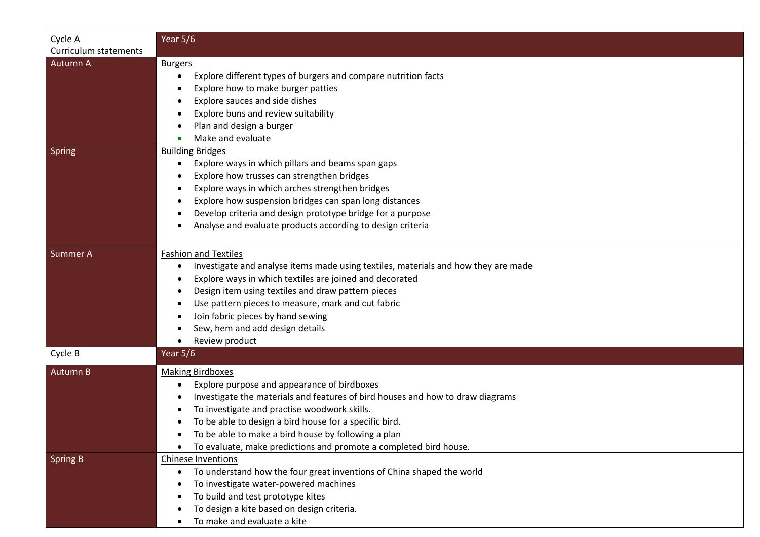| Cycle A Curriculum statements | Year 5/6 |
|---|---|
| Autumn A | <u>Burgers</u><br>• Explore different types of burgers and compare nutrition facts<br>• Explore how to make burger patties<br>• Explore sauces and side dishes<br>• Explore buns and review suitability<br>• Plan and design a burger<br>• Make and evaluate |
| Spring | <u>Building Bridges</u><br>• Explore ways in which pillars and beams span gaps<br>• Explore how trusses can strengthen bridges<br>• Explore ways in which arches strengthen bridges<br>• Explore how suspension bridges can span long distances<br>• Develop criteria and design prototype bridge for a purpose<br>• Analyse and evaluate products according to design criteria |
| Summer A | <u>Fashion and Textiles</u><br>• Investigate and analyse items made using textiles, materials and how they are made<br>• Explore ways in which textiles are joined and decorated<br>• Design item using textiles and draw pattern pieces<br>• Use pattern pieces to measure, mark and cut fabric<br>• Join fabric pieces by hand sewing<br>• Sew, hem and add design details<br>• Review product |
| Cycle B | Year 5/6 |
| Autumn B | <u>Making Birdboxes</u><br>• Explore purpose and appearance of birdboxes<br>• Investigate the materials and features of bird houses and how to draw diagrams<br>• To investigate and practise woodwork skills.<br>• To be able to design a bird house for a specific bird.<br>• To be able to make a bird house by following a plan<br>• To evaluate, make predictions and promote a completed bird house. |
| Spring B | <u>Chinese Inventions</u><br>• To understand how the four great inventions of China shaped the world<br>• To investigate water-powered machines<br>• To build and test prototype kites<br>• To design a kite based on design criteria.<br>• To make and evaluate a kite |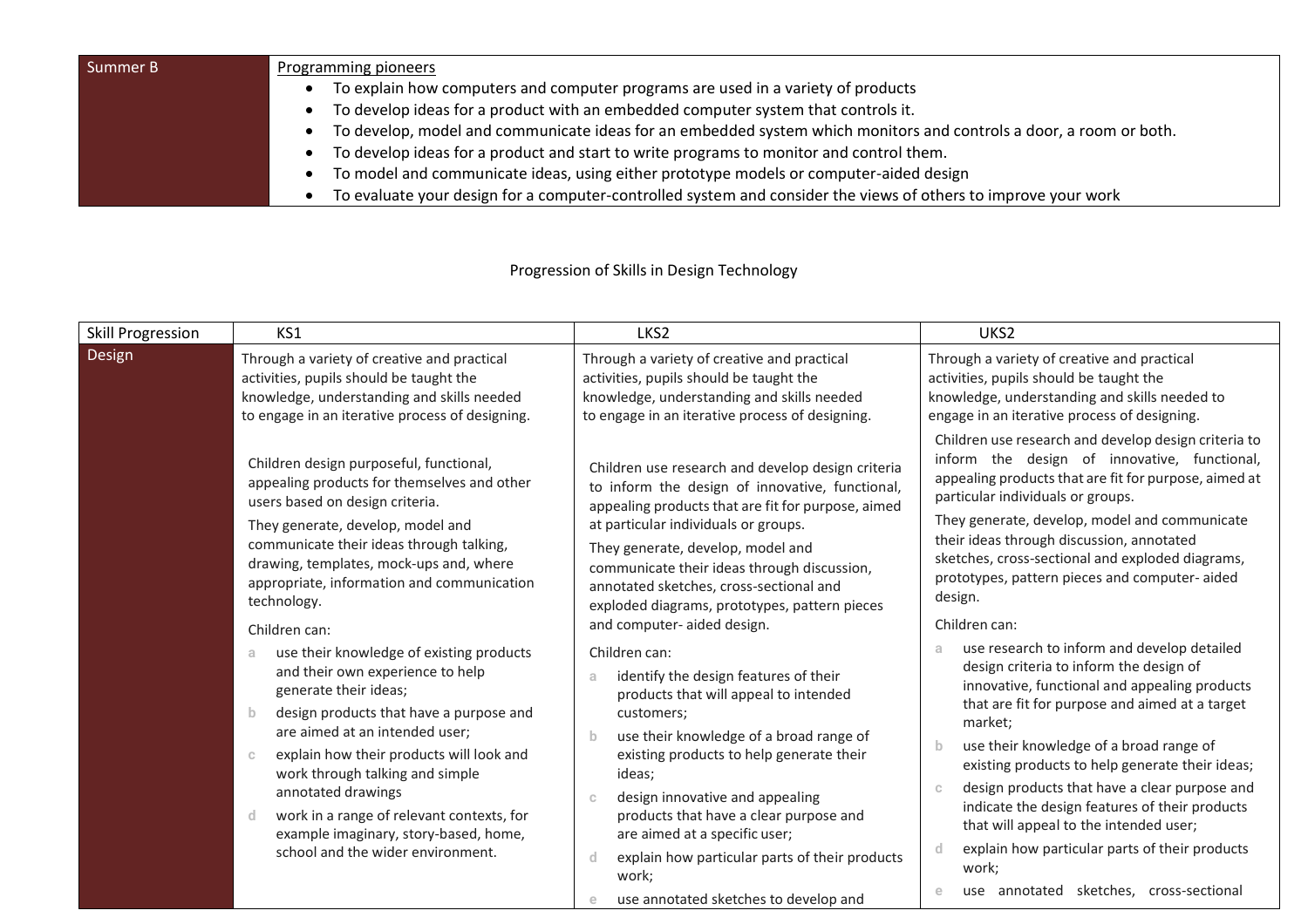| Summer B | Programming pioneers<br>• To explain how computers and computer programs are used in a variety of products<br>• To develop ideas for a product with an embedded computer system that controls it.<br>• To develop, model and communicate ideas for an embedded system which monitors and controls a door, a room or both.<br>• To develop ideas for a product and start to write programs to monitor and control them.<br>• To model and communicate ideas, using either prototype models or computer-aided design<br>• To evaluate your design for a computer-controlled system and consider the views of others to improve your work |
|---|---|

Progression of Skills in Design Technology

| Skill Progression | KS1 | LKS2 | UKS2 |
|---|---|---|---|
| Design | Through a variety of creative and practical activities, pupils should be taught the knowledge, understanding and skills needed to engage in an iterative process of designing.<br><br>Children design purposeful, functional, appealing products for themselves and other users based on design criteria.<br>They generate, develop, model and communicate their ideas through talking, drawing, templates, mock-ups and, where appropriate, information and communication technology.<br>Children can:<br>a use their knowledge of existing products and their own experience to help generate their ideas;<br>b design products that have a purpose and are aimed at an intended user;<br>c explain how their products will look and work through talking and simple annotated drawings<br>d work in a range of relevant contexts, for example imaginary, story-based, home, school and the wider environment. | Through a variety of creative and practical activities, pupils should be taught the knowledge, understanding and skills needed to engage in an iterative process of designing.<br><br>Children use research and develop design criteria to inform the design of innovative, functional, appealing products that are fit for purpose, aimed at particular individuals or groups.<br>They generate, develop, model and communicate their ideas through discussion, annotated sketches, cross-sectional and exploded diagrams, prototypes, pattern pieces and computer- aided design.<br>Children can:<br>a identify the design features of their products that will appeal to intended customers;<br>b use their knowledge of a broad range of existing products to help generate their ideas;<br>c design innovative and appealing products that have a clear purpose and are aimed at a specific user;<br>d explain how particular parts of their products work;<br>e use annotated sketches to develop and | Through a variety of creative and practical activities, pupils should be taught the knowledge, understanding and skills needed to engage in an iterative process of designing.<br>Children use research and develop design criteria to inform the design of innovative, functional, appealing products that are fit for purpose, aimed at particular individuals or groups.<br>They generate, develop, model and communicate their ideas through discussion, annotated sketches, cross-sectional and exploded diagrams, prototypes, pattern pieces and computer- aided design.<br>Children can:<br>a use research to inform and develop detailed design criteria to inform the design of innovative, functional and appealing products that are fit for purpose and aimed at a target market;<br>b use their knowledge of a broad range of existing products to help generate their ideas;<br>c design products that have a clear purpose and indicate the design features of their products that will appeal to the intended user;<br>d explain how particular parts of their products work;<br>e use annotated sketches, cross-sectional |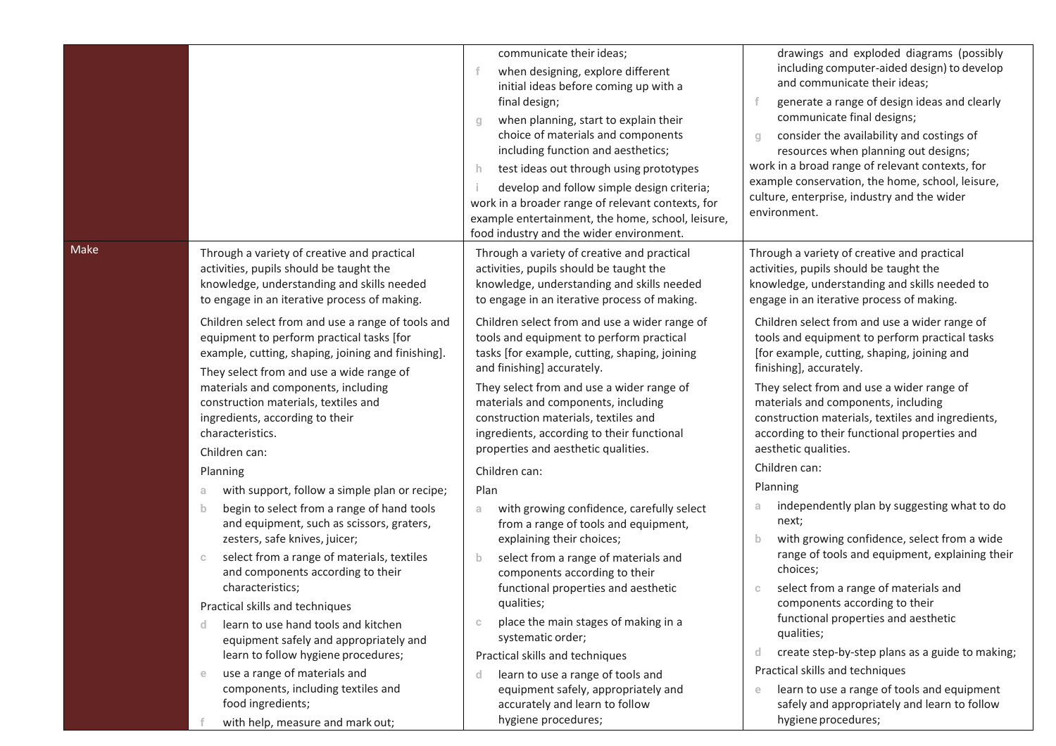| | | | |
|---|---|---|---|
| | | communicate their ideas;<br>f when designing, explore different initial ideas before coming up with a final design;<br>g when planning, start to explain their choice of materials and components including function and aesthetics;<br>h test ideas out through using prototypes<br>i develop and follow simple design criteria;<br>work in a broader range of relevant contexts, for example entertainment, the home, school, leisure, food industry and the wider environment. | drawings and exploded diagrams (possibly including computer-aided design) to develop and communicate their ideas;<br>f generate a range of design ideas and clearly communicate final designs;<br>g consider the availability and costings of resources when planning out designs;<br>work in a broad range of relevant contexts, for example conservation, the home, school, leisure, culture, enterprise, industry and the wider environment. |
| Make | Through a variety of creative and practical activities, pupils should be taught the knowledge, understanding and skills needed to engage in an iterative process of making.<br><br>Children select from and use a range of tools and equipment to perform practical tasks [for example, cutting, shaping, joining and finishing].<br>They select from and use a wide range of materials and components, including construction materials, textiles and ingredients, according to their characteristics.<br>Children can:<br>Planning<br>a with support, follow a simple plan or recipe;<br>b begin to select from a range of hand tools and equipment, such as scissors, graters, zesters, safe knives, juicer;<br>c select from a range of materials, textiles and components according to their characteristics;<br>Practical skills and techniques<br>d learn to use hand tools and kitchen equipment safely and appropriately and learn to follow hygiene procedures;<br>e use a range of materials and components, including textiles and food ingredients;<br>f with help, measure and mark out; | Through a variety of creative and practical activities, pupils should be taught the knowledge, understanding and skills needed to engage in an iterative process of making.<br><br>Children select from and use a wider range of tools and equipment to perform practical tasks [for example, cutting, shaping, joining and finishing] accurately.<br>They select from and use a wider range of materials and components, including construction materials, textiles and ingredients, according to their functional properties and aesthetic qualities.<br>Children can:<br>Plan<br>a with growing confidence, carefully select from a range of tools and equipment, explaining their choices;<br>b select from a range of materials and components according to their functional properties and aesthetic qualities;<br>c place the main stages of making in a systematic order;<br>Practical skills and techniques<br>d learn to use a range of tools and equipment safely, appropriately and accurately and learn to follow hygiene procedures; | Through a variety of creative and practical activities, pupils should be taught the knowledge, understanding and skills needed to engage in an iterative process of making.<br><br>Children select from and use a wider range of tools and equipment to perform practical tasks [for example, cutting, shaping, joining and finishing], accurately.<br>They select from and use a wider range of materials and components, including construction materials, textiles and ingredients, according to their functional properties and aesthetic qualities.<br>Children can:<br>Planning<br>a independently plan by suggesting what to do next;<br>b with growing confidence, select from a wide range of tools and equipment, explaining their choices;<br>c select from a range of materials and components according to their functional properties and aesthetic qualities;<br>d create step-by-step plans as a guide to making;<br>Practical skills and techniques<br>e learn to use a range of tools and equipment safely and appropriately and learn to follow hygiene procedures; |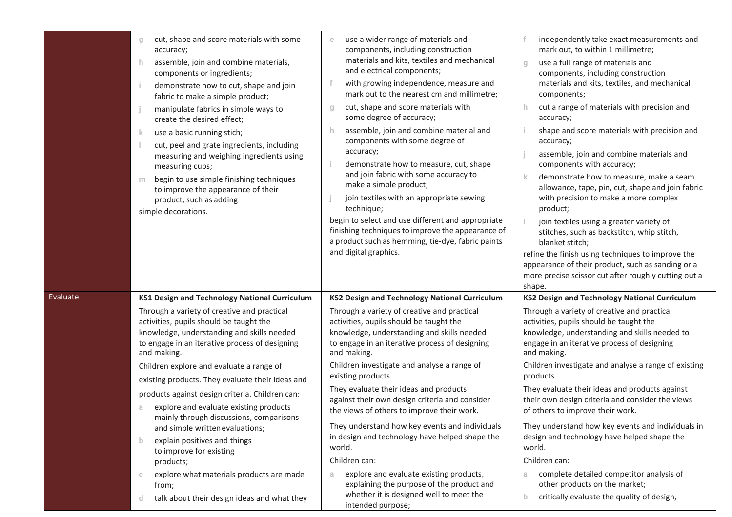| | | | |
|---|---|---|---|
| | g cut, shape and score materials with some accuracy;<br>h assemble, join and combine materials, components or ingredients;<br>i demonstrate how to cut, shape and join fabric to make a simple product;<br>j manipulate fabrics in simple ways to create the desired effect;<br>k use a basic running stich;<br>l cut, peel and grate ingredients, including measuring and weighing ingredients using measuring cups;<br>m begin to use simple finishing techniques to improve the appearance of their product, such as adding simple decorations. | e use a wider range of materials and components, including construction materials and kits, textiles and mechanical and electrical components;<br>f with growing independence, measure and mark out to the nearest cm and millimetre;<br>g cut, shape and score materials with some degree of accuracy;<br>h assemble, join and combine material and components with some degree of accuracy;<br>i demonstrate how to measure, cut, shape and join fabric with some accuracy to make a simple product;<br>j join textiles with an appropriate sewing technique;<br>begin to select and use different and appropriate finishing techniques to improve the appearance of a product such as hemming, tie-dye, fabric paints and digital graphics. | f independently take exact measurements and mark out, to within 1 millimetre;<br>g use a full range of materials and components, including construction materials and kits, textiles, and mechanical components;<br>h cut a range of materials with precision and accuracy;<br>i shape and score materials with precision and accuracy;<br>j assemble, join and combine materials and components with accuracy;<br>k demonstrate how to measure, make a seam allowance, tape, pin, cut, shape and join fabric with precision to make a more complex product;<br>l join textiles using a greater variety of stitches, such as backstitch, whip stitch, blanket stitch;<br>refine the finish using techniques to improve the appearance of their product, such as sanding or a more precise scissor cut after roughly cutting out a shape. |
| Evaluate | **KS1 Design and Technology National Curriculum**<br>Through a variety of creative and practical activities, pupils should be taught the knowledge, understanding and skills needed to engage in an iterative process of designing and making.<br>Children explore and evaluate a range of existing products. They evaluate their ideas and products against design criteria. Children can:<br>a explore and evaluate existing products mainly through discussions, comparisons and simple written evaluations;<br>b explain positives and things to improve for existing products;<br>c explore what materials products are made from;<br>d talk about their design ideas and what they | **KS2 Design and Technology National Curriculum**<br>Through a variety of creative and practical activities, pupils should be taught the knowledge, understanding and skills needed to engage in an iterative process of designing and making.<br>Children investigate and analyse a range of existing products.<br>They evaluate their ideas and products against their own design criteria and consider the views of others to improve their work.<br>They understand how key events and individuals in design and technology have helped shape the world.<br>Children can:<br>a explore and evaluate existing products, explaining the purpose of the product and whether it is designed well to meet the intended purpose; | **KS2 Design and Technology National Curriculum**<br>Through a variety of creative and practical activities, pupils should be taught the knowledge, understanding and skills needed to engage in an iterative process of designing and making.<br>Children investigate and analyse a range of existing products.<br>They evaluate their ideas and products against their own design criteria and consider the views of others to improve their work.<br>They understand how key events and individuals in design and technology have helped shape the world.<br>Children can:<br>a complete detailed competitor analysis of other products on the market;<br>b critically evaluate the quality of design, |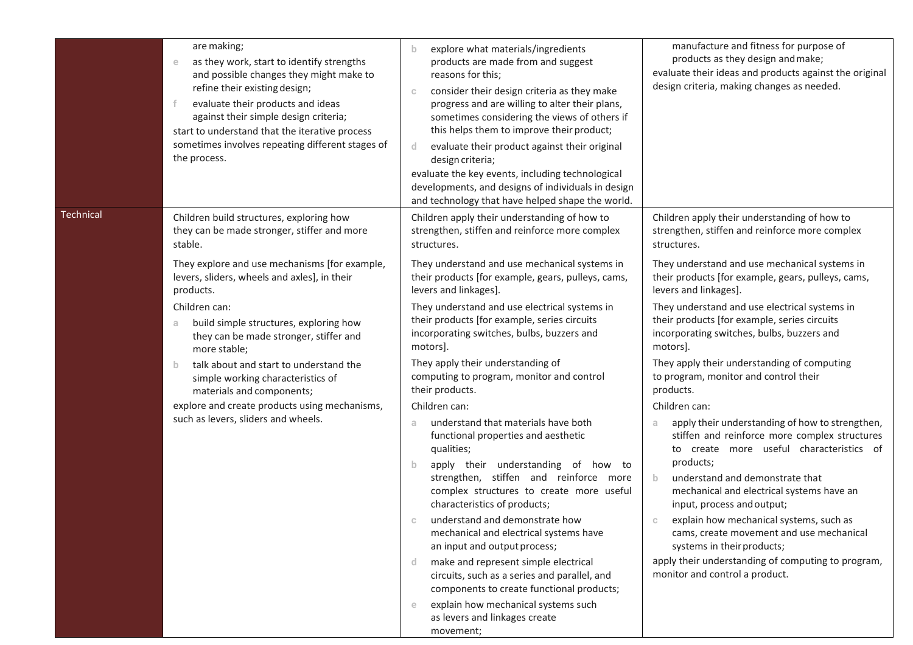| | | | |
|---|---|---|---|
| | are making;<br>e as they work, start to identify strengths and possible changes they might make to refine their existing design;<br>f evaluate their products and ideas against their simple design criteria;<br>start to understand that the iterative process sometimes involves repeating different stages of the process. | b explore what materials/ingredients products are made from and suggest reasons for this;<br>c consider their design criteria as they make progress and are willing to alter their plans, sometimes considering the views of others if this helps them to improve their product;<br>d evaluate their product against their original design criteria;<br>evaluate the key events, including technological developments, and designs of individuals in design and technology that have helped shape the world. | manufacture and fitness for purpose of products as they design and make;<br>evaluate their ideas and products against the original design criteria, making changes as needed. |
| Technical | Children build structures, exploring how they can be made stronger, stiffer and more stable.<br><br>They explore and use mechanisms [for example, levers, sliders, wheels and axles], in their products.<br><br>Children can:<br>a build simple structures, exploring how they can be made stronger, stiffer and more stable;<br>b talk about and start to understand the simple working characteristics of materials and components;<br>explore and create products using mechanisms, such as levers, sliders and wheels. | Children apply their understanding of how to strengthen, stiffen and reinforce more complex structures.<br><br>They understand and use mechanical systems in their products [for example, gears, pulleys, cams, levers and linkages].<br><br>They understand and use electrical systems in their products [for example, series circuits incorporating switches, bulbs, buzzers and motors].<br><br>They apply their understanding of computing to program, monitor and control their products.<br><br>Children can:<br>a understand that materials have both functional properties and aesthetic qualities;<br>b apply their understanding of how to strengthen, stiffen and reinforce more complex structures to create more useful characteristics of products;<br>c understand and demonstrate how mechanical and electrical systems have an input and output process;<br>d make and represent simple electrical circuits, such as a series and parallel, and components to create functional products;<br>e explain how mechanical systems such as levers and linkages create movement; | Children apply their understanding of how to strengthen, stiffen and reinforce more complex structures.<br><br>They understand and use mechanical systems in their products [for example, gears, pulleys, cams, levers and linkages].<br><br>They understand and use electrical systems in their products [for example, series circuits incorporating switches, bulbs, buzzers and motors].<br><br>They apply their understanding of computing to program, monitor and control their products.<br><br>Children can:<br>a apply their understanding of how to strengthen, stiffen and reinforce more complex structures to create more useful characteristics of products;<br>b understand and demonstrate that mechanical and electrical systems have an input, process and output;<br>c explain how mechanical systems, such as cams, create movement and use mechanical systems in their products;<br>apply their understanding of computing to program, monitor and control a product. |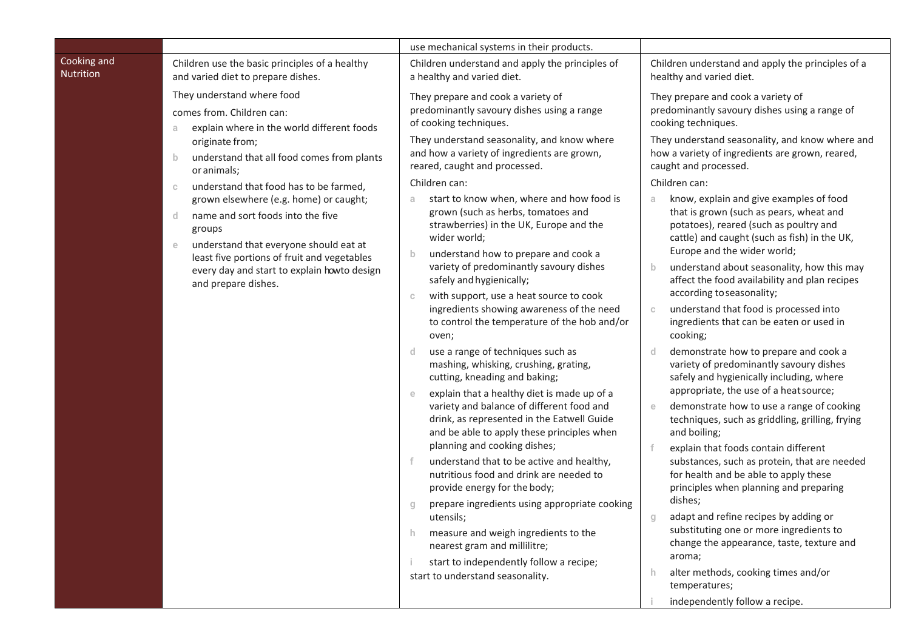| | | | |
|---|---|---|---|
| | | use mechanical systems in their products. | |
| Cooking and Nutrition | Children use the basic principles of a healthy and varied diet to prepare dishes.<br><br>They understand where food<br>comes from. Children can:<br>a explain where in the world different foods originate from;<br>b understand that all food comes from plants or animals;<br>c understand that food has to be farmed, grown elsewhere (e.g. home) or caught;<br>d name and sort foods into the five groups<br>e understand that everyone should eat at least five portions of fruit and vegetables every day and start to explain howto design and prepare dishes. | Children understand and apply the principles of a healthy and varied diet.<br><br>They prepare and cook a variety of predominantly savoury dishes using a range of cooking techniques.<br><br>They understand seasonality, and know where and how a variety of ingredients are grown, reared, caught and processed.<br><br>Children can:<br>a start to know when, where and how food is grown (such as herbs, tomatoes and strawberries) in the UK, Europe and the wider world;<br>b understand how to prepare and cook a variety of predominantly savoury dishes safely and hygienically;<br>c with support, use a heat source to cook ingredients showing awareness of the need to control the temperature of the hob and/or oven;<br>d use a range of techniques such as mashing, whisking, crushing, grating, cutting, kneading and baking;<br>e explain that a healthy diet is made up of a variety and balance of different food and drink, as represented in the Eatwell Guide and be able to apply these principles when planning and cooking dishes;<br>f understand that to be active and healthy, nutritious food and drink are needed to provide energy for the body;<br>g prepare ingredients using appropriate cooking utensils;<br>h measure and weigh ingredients to the nearest gram and millilitre;<br>i start to independently follow a recipe;<br>start to understand seasonality. | Children understand and apply the principles of a healthy and varied diet.<br><br>They prepare and cook a variety of predominantly savoury dishes using a range of cooking techniques.<br><br>They understand seasonality, and know where and how a variety of ingredients are grown, reared, caught and processed.<br><br>Children can:<br>a know, explain and give examples of food that is grown (such as pears, wheat and potatoes), reared (such as poultry and cattle) and caught (such as fish) in the UK, Europe and the wider world;<br>b understand about seasonality, how this may affect the food availability and plan recipes according to seasonality;<br>c understand that food is processed into ingredients that can be eaten or used in cooking;<br>d demonstrate how to prepare and cook a variety of predominantly savoury dishes safely and hygienically including, where appropriate, the use of a heat source;<br>e demonstrate how to use a range of cooking techniques, such as griddling, grilling, frying and boiling;<br>f explain that foods contain different substances, such as protein, that are needed for health and be able to apply these principles when planning and preparing dishes;<br>g adapt and refine recipes by adding or substituting one or more ingredients to change the appearance, taste, texture and aroma;<br>h alter methods, cooking times and/or temperatures;<br>i independently follow a recipe. |